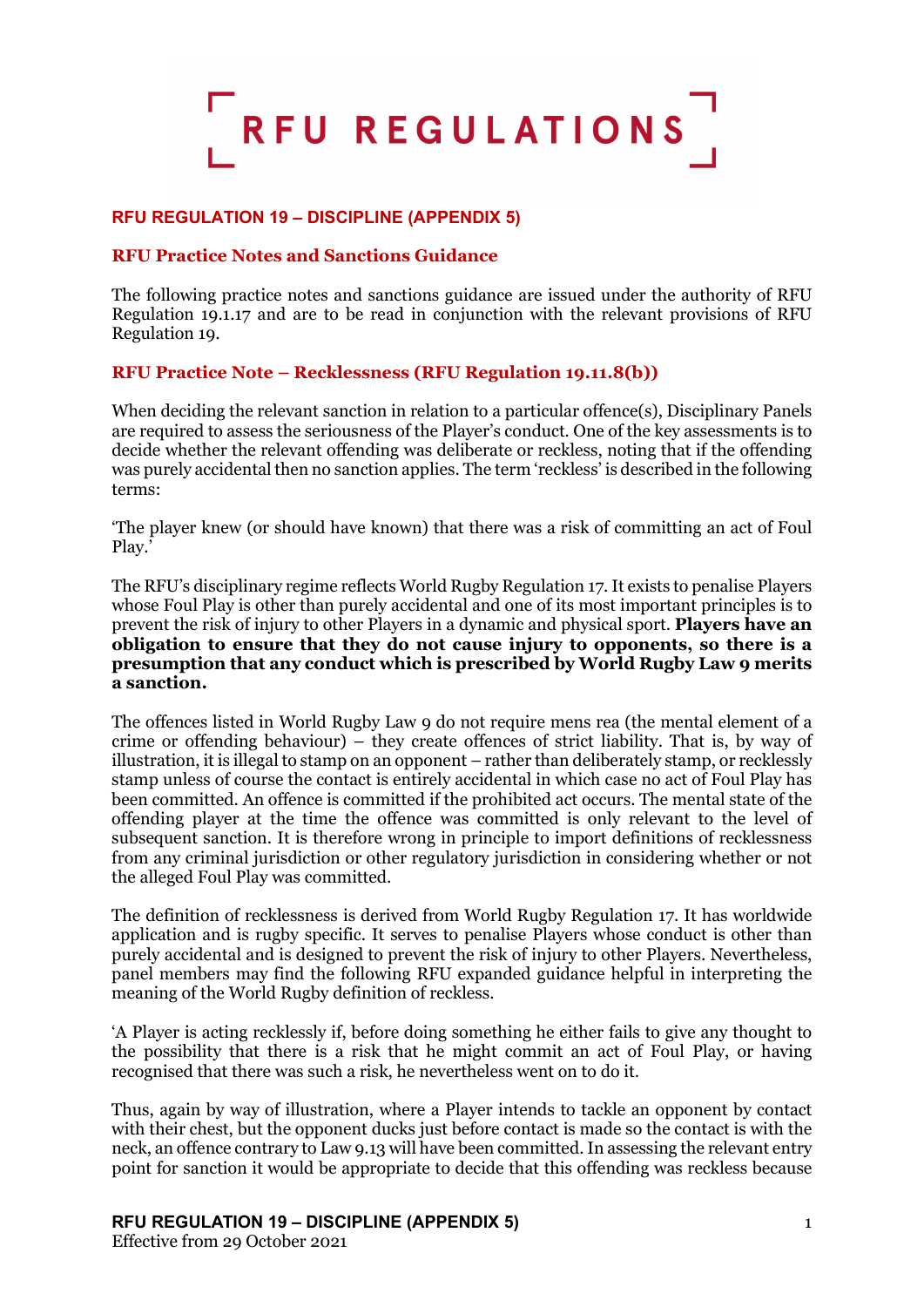# RFU REGULATIONS

## RFU REGULATION 19 – DISCIPLINE (APPENDIX 5)

### RFU Practice Notes and Sanctions Guidance

The following practice notes and sanctions guidance are issued under the authority of RFU Regulation 19.1.17 and are to be read in conjunction with the relevant provisions of RFU Regulation 19.

### RFU Practice Note – Recklessness (RFU Regulation 19.11.8(b))

When deciding the relevant sanction in relation to a particular offence(s), Disciplinary Panels are required to assess the seriousness of the Player's conduct. One of the key assessments is to decide whether the relevant offending was deliberate or reckless, noting that if the offending was purely accidental then no sanction applies. The term 'reckless' is described in the following terms:

'The player knew (or should have known) that there was a risk of committing an act of Foul Play.'

The RFU's disciplinary regime reflects World Rugby Regulation 17. It exists to penalise Players whose Foul Play is other than purely accidental and one of its most important principles is to prevent the risk of injury to other Players in a dynamic and physical sport. **Players have an obligation to ensure that they do not cause injury to opponents, so there is a presumption that any conduct which is prescribed by World Rugby Law 9 merits a sanction.**

The offences listed in World Rugby Law 9 do not require mens rea (the mental element of a crime or offending behaviour) – they create offences of strict liability. That is, by way of illustration, it is illegal to stamp on an opponent – rather than deliberately stamp, or recklessly stamp unless of course the contact is entirely accidental in which case no act of Foul Play has been committed. An offence is committed if the prohibited act occurs. The mental state of the offending player at the time the offence was committed is only relevant to the level of subsequent sanction. It is therefore wrong in principle to import definitions of recklessness from any criminal jurisdiction or other regulatory jurisdiction in considering whether or not the alleged Foul Play was committed.

The definition of recklessness is derived from World Rugby Regulation 17. It has worldwide application and is rugby specific. It serves to penalise Players whose conduct is other than purely accidental and is designed to prevent the risk of injury to other Players. Nevertheless, panel members may find the following RFU expanded guidance helpful in interpreting the meaning of the World Rugby definition of reckless.

'A Player is acting recklessly if, before doing something he either fails to give any thought to the possibility that there is a risk that he might commit an act of Foul Play, or having recognised that there was such a risk, he nevertheless went on to do it.

Thus, again by way of illustration, where a Player intends to tackle an opponent by contact with their chest, but the opponent ducks just before contact is made so the contact is with the neck, an offence contrary to Law 9.13 will have been committed. In assessing the relevant entry point for sanction it would be appropriate to decide that this offending was reckless because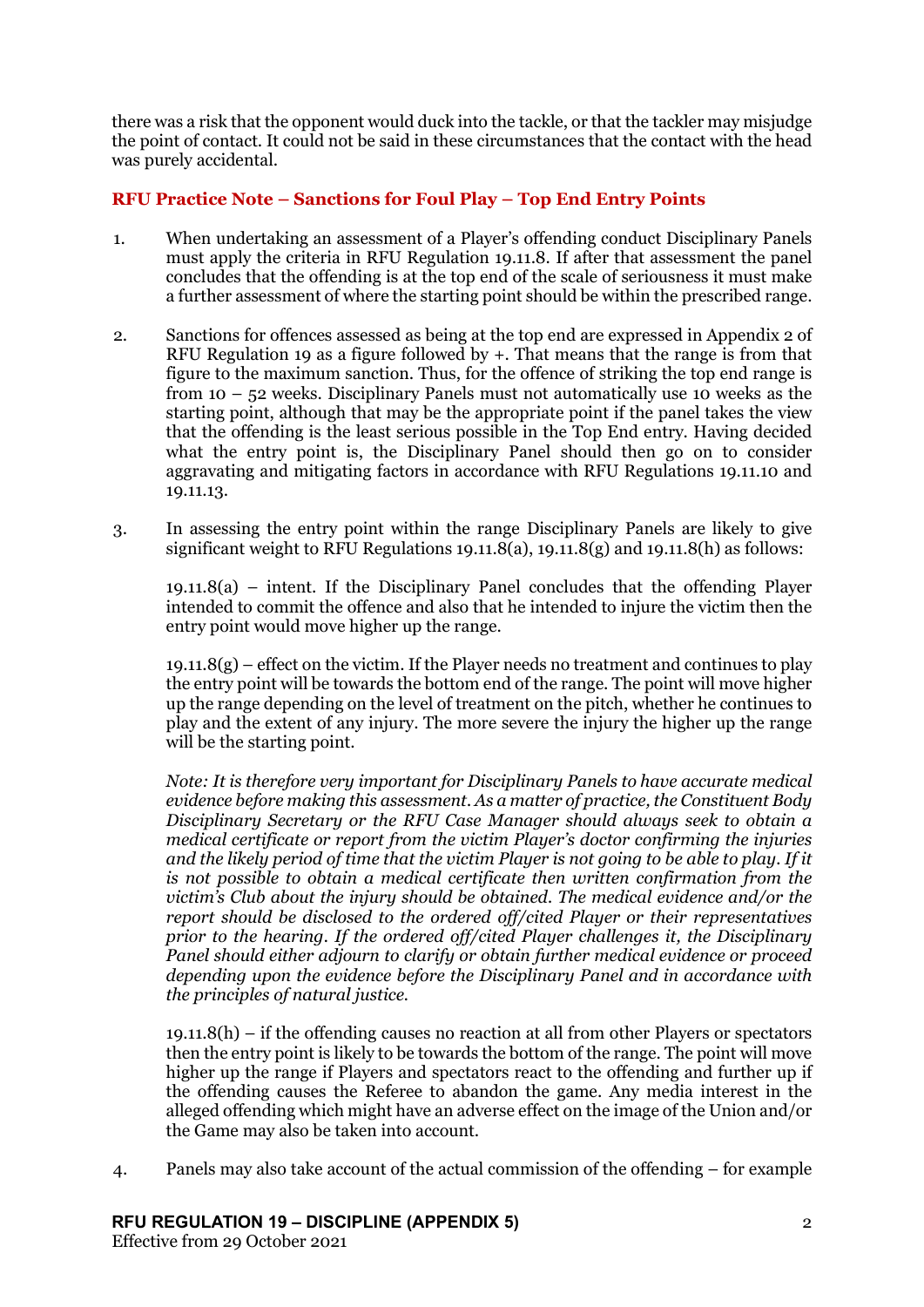there was a risk that the opponent would duck into the tackle, or that the tackler may misjudge the point of contact. It could not be said in these circumstances that the contact with the head was purely accidental.

## RFU Practice Note – Sanctions for Foul Play – Top End Entry Points

1. When undertaking an assessment of a Player's offending conduct Disciplinary Panels must apply the criteria in RFU Regulation 19.11.8. If after that assessment the panel concludes that the offending is at the top end of the scale of seriousness it must make a further assessment of where the starting point should be within the prescribed range.

2. Sanctions for offences assessed as being at the top end are expressed in Appendix 2 of RFU Regulation 19 as a figure followed by +. That means that the range is from that figure to the maximum sanction. Thus, for the offence of striking the top end range is from 10 – 52 weeks. Disciplinary Panels must not automatically use 10 weeks as the starting point, although that may be the appropriate point if the panel takes the view that the offending is the least serious possible in the Top End entry. Having decided what the entry point is, the Disciplinary Panel should then go on to consider aggravating and mitigating factors in accordance with RFU Regulations 19.11.10 and 19.11.13.

3. In assessing the entry point within the range Disciplinary Panels are likely to give significant weight to RFU Regulations 19.11.8(a), 19.11.8(g) and 19.11.8(h) as follows:

   19.11.8(a) – intent. If the Disciplinary Panel concludes that the offending Player intended to commit the offence and also that he intended to injure the victim then the entry point would move higher up the range.

   19.11.8(g) – effect on the victim. If the Player needs no treatment and continues to play the entry point will be towards the bottom end of the range. The point will move higher up the range depending on the level of treatment on the pitch, whether he continues to play and the extent of any injury. The more severe the injury the higher up the range will be the starting point.

   *Note: It is therefore very important for Disciplinary Panels to have accurate medical evidence before making this assessment. As a matter of practice, the Constituent Body Disciplinary Secretary or the RFU Case Manager should always seek to obtain a medical certificate or report from the victim Player's doctor confirming the injuries and the likely period of time that the victim Player is not going to be able to play. If it is not possible to obtain a medical certificate then written confirmation from the victim's Club about the injury should be obtained. The medical evidence and/or the report should be disclosed to the ordered off/cited Player or their representatives prior to the hearing. If the ordered off/cited Player challenges it, the Disciplinary Panel should either adjourn to clarify or obtain further medical evidence or proceed depending upon the evidence before the Disciplinary Panel and in accordance with the principles of natural justice.*

   19.11.8(h) – if the offending causes no reaction at all from other Players or spectators then the entry point is likely to be towards the bottom of the range. The point will move higher up the range if Players and spectators react to the offending and further up if the offending causes the Referee to abandon the game. Any media interest in the alleged offending which might have an adverse effect on the image of the Union and/or the Game may also be taken into account.

4. Panels may also take account of the actual commission of the offending – for example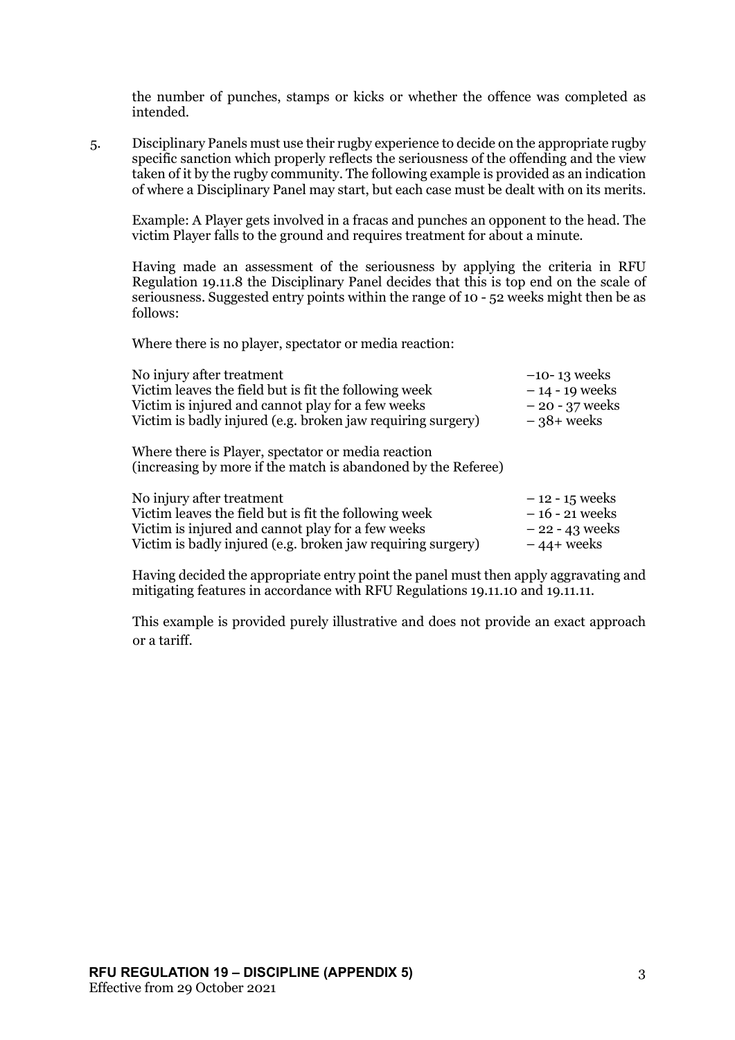the number of punches, stamps or kicks or whether the offence was completed as intended.

5. Disciplinary Panels must use their rugby experience to decide on the appropriate rugby specific sanction which properly reflects the seriousness of the offending and the view taken of it by the rugby community. The following example is provided as an indication of where a Disciplinary Panel may start, but each case must be dealt with on its merits.

   Example: A Player gets involved in a fracas and punches an opponent to the head. The victim Player falls to the ground and requires treatment for about a minute.

   Having made an assessment of the seriousness by applying the criteria in RFU Regulation 19.11.8 the Disciplinary Panel decides that this is top end on the scale of seriousness. Suggested entry points within the range of 10 - 52 weeks might then be as follows:

   Where there is no player, spectator or media reaction:

   | | |
   |---|---|
   | No injury after treatment | –10- 13 weeks |
   | Victim leaves the field but is fit the following week | – 14 - 19 weeks |
   | Victim is injured and cannot play for a few weeks | – 20 - 37 weeks |
   | Victim is badly injured (e.g. broken jaw requiring surgery) | – 38+ weeks |

   Where there is Player, spectator or media reaction
   (increasing by more if the match is abandoned by the Referee)

   | | |
   |---|---|
   | No injury after treatment | – 12 - 15 weeks |
   | Victim leaves the field but is fit the following week | – 16 - 21 weeks |
   | Victim is injured and cannot play for a few weeks | – 22 - 43 weeks |
   | Victim is badly injured (e.g. broken jaw requiring surgery) | – 44+ weeks |

   Having decided the appropriate entry point the panel must then apply aggravating and mitigating features in accordance with RFU Regulations 19.11.10 and 19.11.11.

   This example is provided purely illustrative and does not provide an exact approach or a tariff.